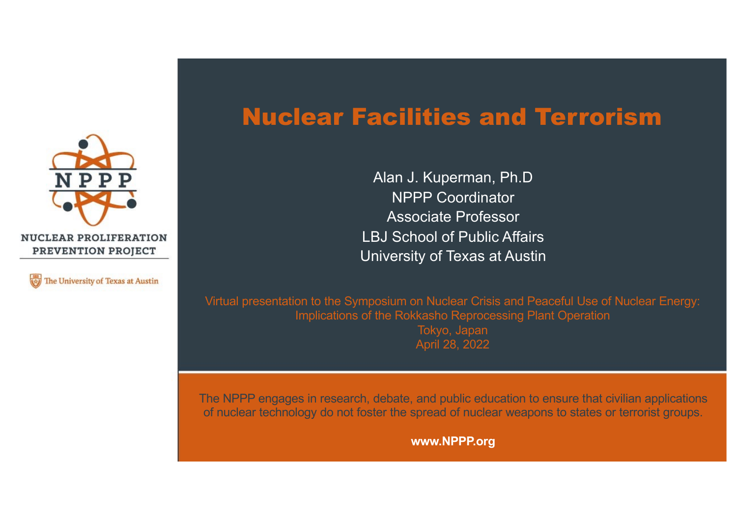NPPP

NUCLEAR PROLIFERATION PREVENTION PROJECT

The University of Texas at Austin

# Nuclear Facilities and Terrorism

Alan J. Kuperman, Ph.D
NPPP Coordinator
Associate Professor
LBJ School of Public Affairs
University of Texas at Austin

Virtual presentation to the Symposium on Nuclear Crisis and Peaceful Use of Nuclear Energy:
Implications of the Rokkasho Reprocessing Plant Operation
Tokyo, Japan
April 28, 2022

The NPPP engages in research, debate, and public education to ensure that civilian applications of nuclear technology do not foster the spread of nuclear weapons to states or terrorist groups.

**www.NPPP.org**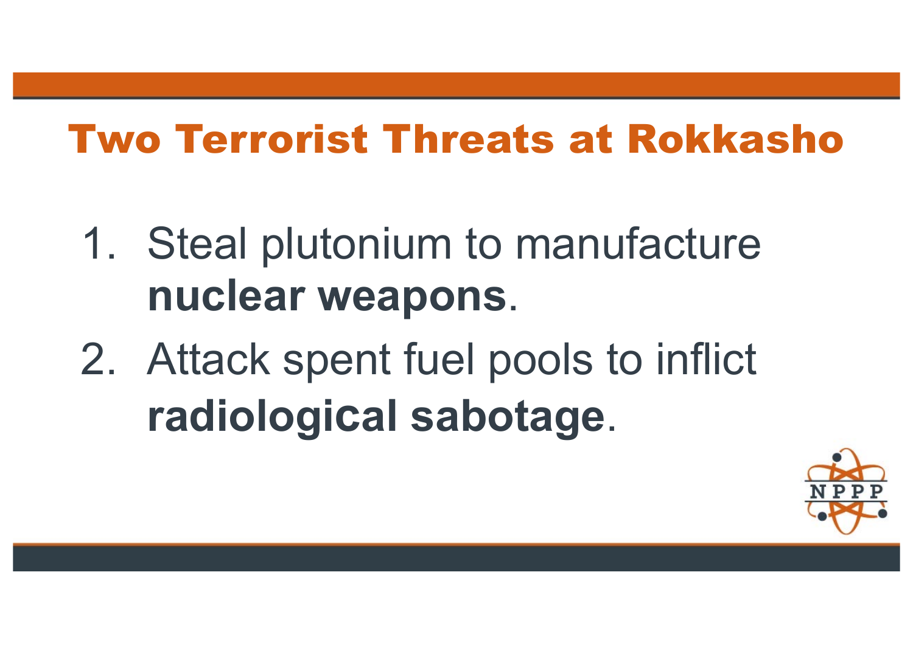# Two Terrorist Threats at Rokkasho

1. Steal plutonium to manufacture **nuclear weapons**.
2. Attack spent fuel pools to inflict **radiological sabotage**.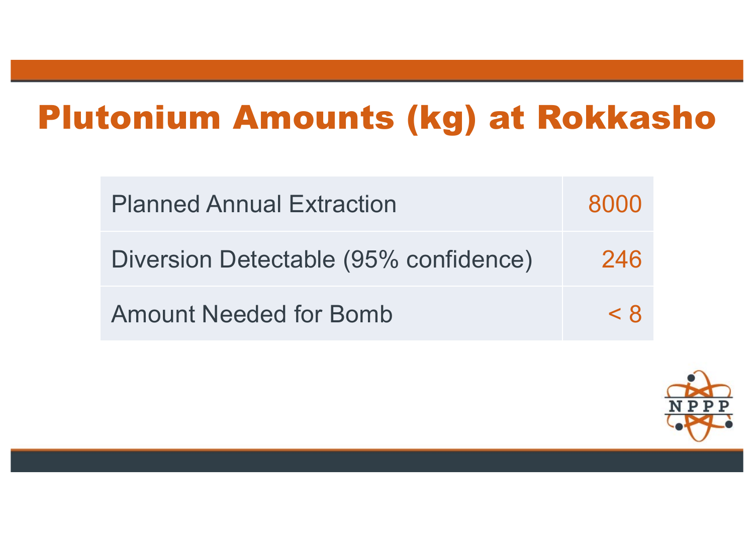# Plutonium Amounts (kg) at Rokkasho

| | |
|---|---|
| Planned Annual Extraction | 8000 |
| Diversion Detectable (95% confidence) | 246 |
| Amount Needed for Bomb | < 8 |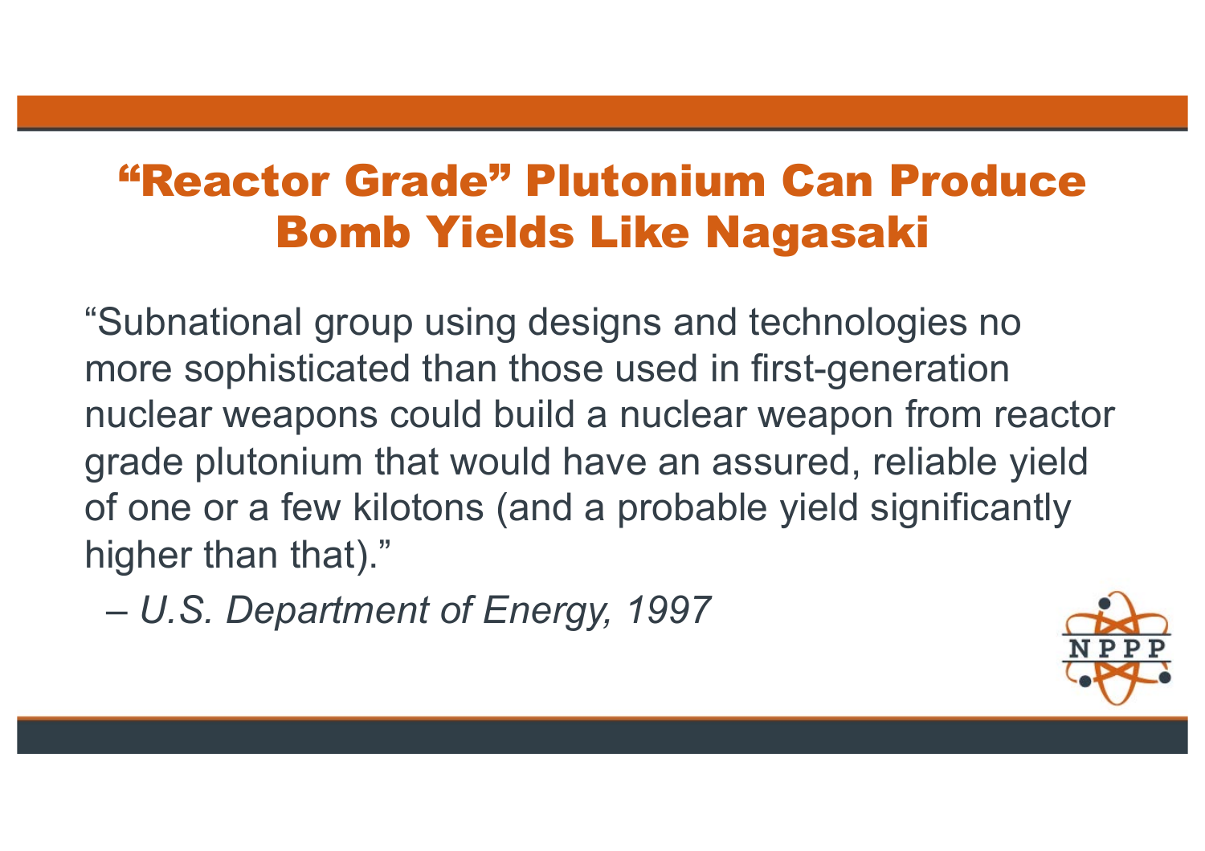# "Reactor Grade" Plutonium Can Produce Bomb Yields Like Nagasaki

"Subnational group using designs and technologies no more sophisticated than those used in first-generation nuclear weapons could build a nuclear weapon from reactor grade plutonium that would have an assured, reliable yield of one or a few kilotons (and a probable yield significantly higher than that)."

– *U.S. Department of Energy, 1997*

NPPP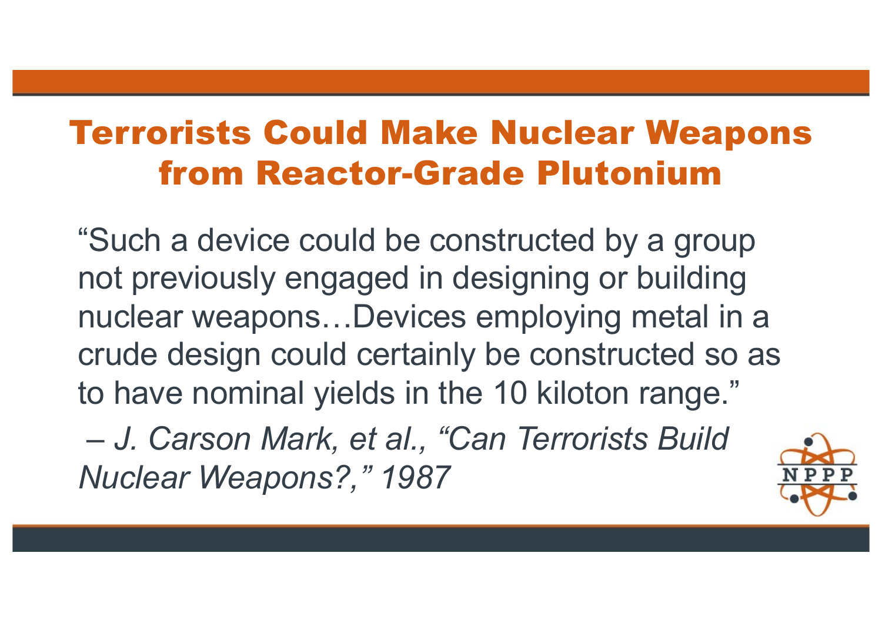# Terrorists Could Make Nuclear Weapons from Reactor-Grade Plutonium

"Such a device could be constructed by a group not previously engaged in designing or building nuclear weapons…Devices employing metal in a crude design could certainly be constructed so as to have nominal yields in the 10 kiloton range."

*– J. Carson Mark, et al., "Can Terrorists Build Nuclear Weapons?," 1987*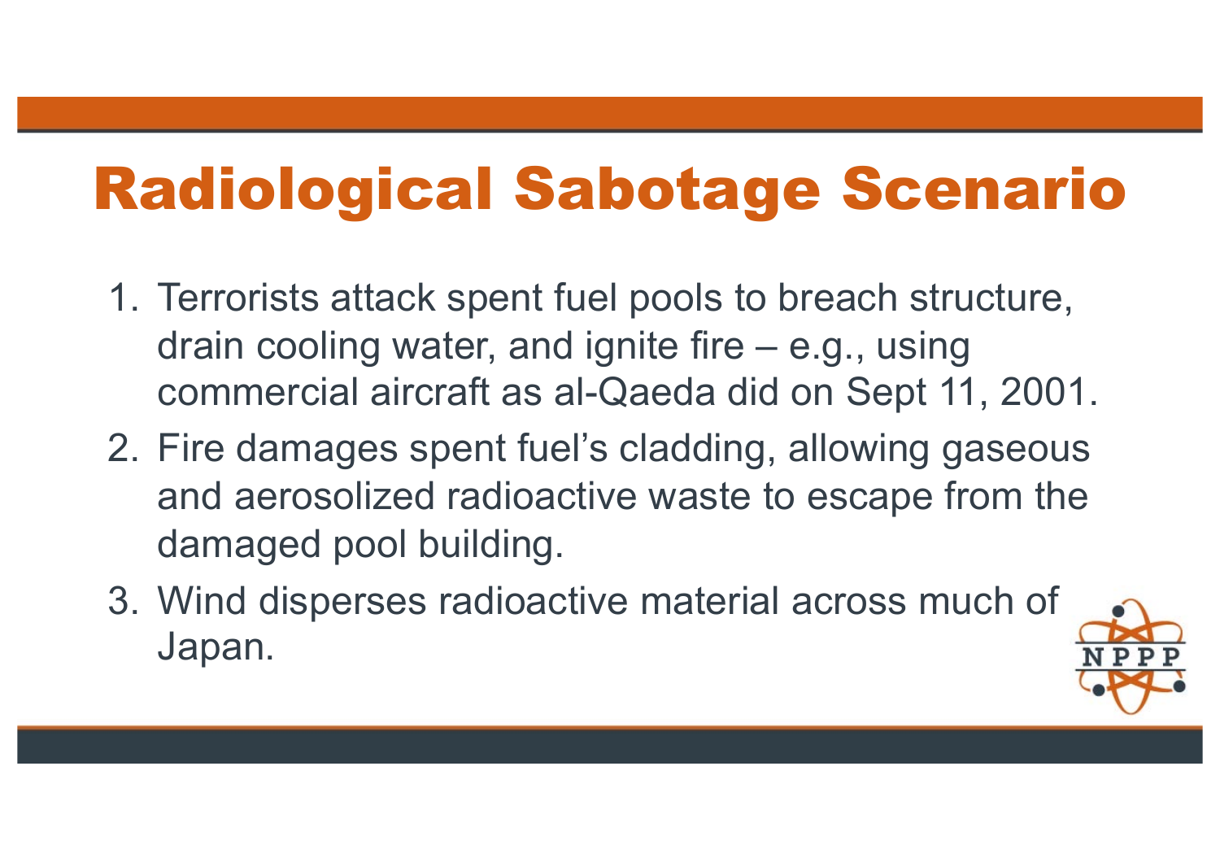# Radiological Sabotage Scenario

1. Terrorists attack spent fuel pools to breach structure, drain cooling water, and ignite fire – e.g., using commercial aircraft as al-Qaeda did on Sept 11, 2001.
2. Fire damages spent fuel's cladding, allowing gaseous and aerosolized radioactive waste to escape from the damaged pool building.
3. Wind disperses radioactive material across much of Japan.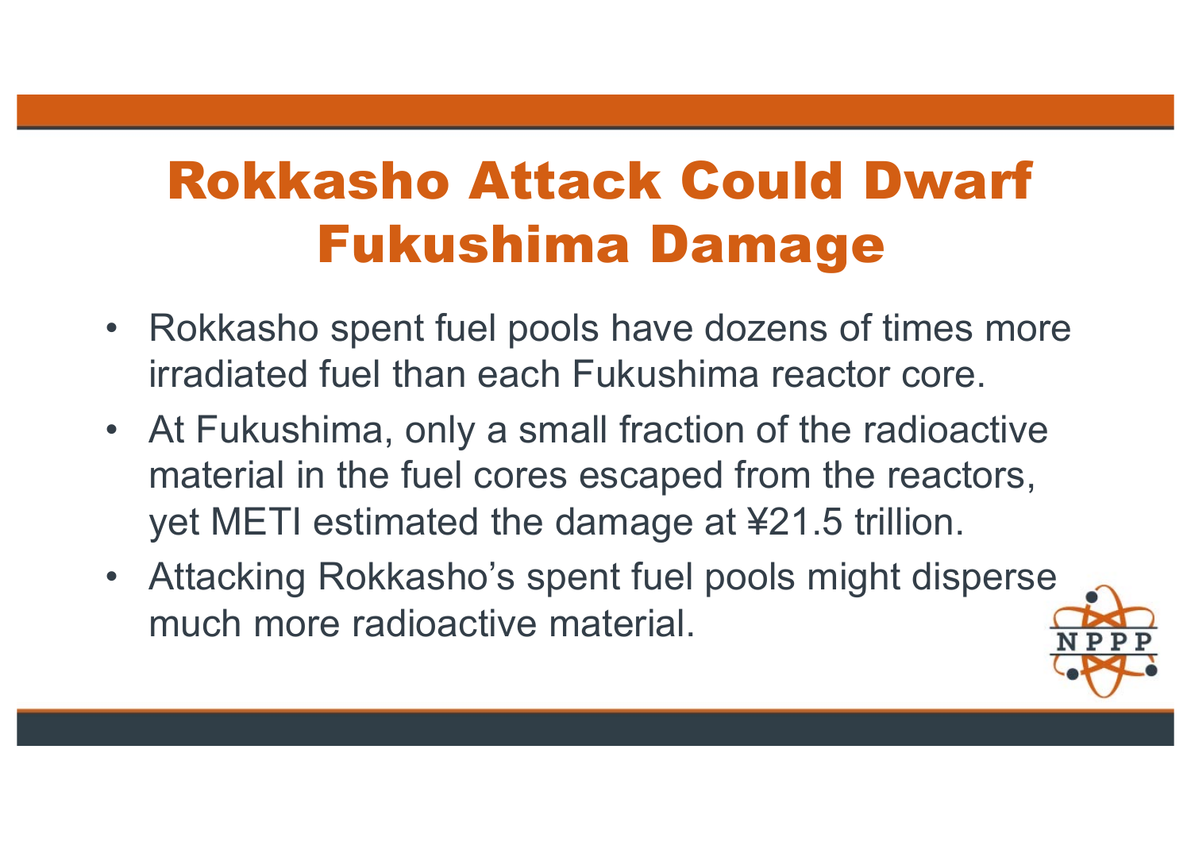# Rokkasho Attack Could Dwarf Fukushima Damage

- Rokkasho spent fuel pools have dozens of times more irradiated fuel than each Fukushima reactor core.
- At Fukushima, only a small fraction of the radioactive material in the fuel cores escaped from the reactors, yet METI estimated the damage at ¥21.5 trillion.
- Attacking Rokkasho's spent fuel pools might disperse much more radioactive material.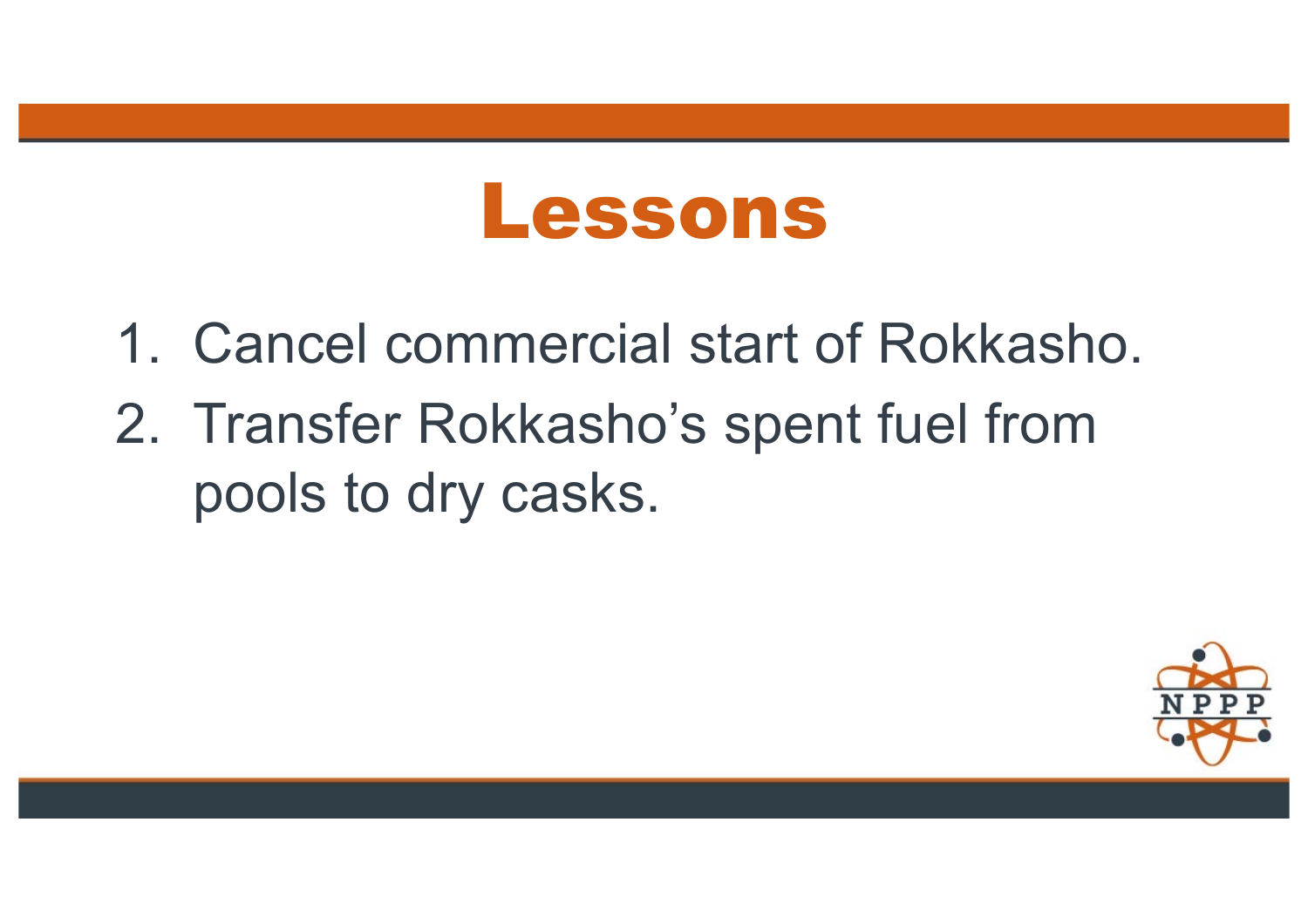# Lessons

1. Cancel commercial start of Rokkasho.
2. Transfer Rokkasho's spent fuel from pools to dry casks.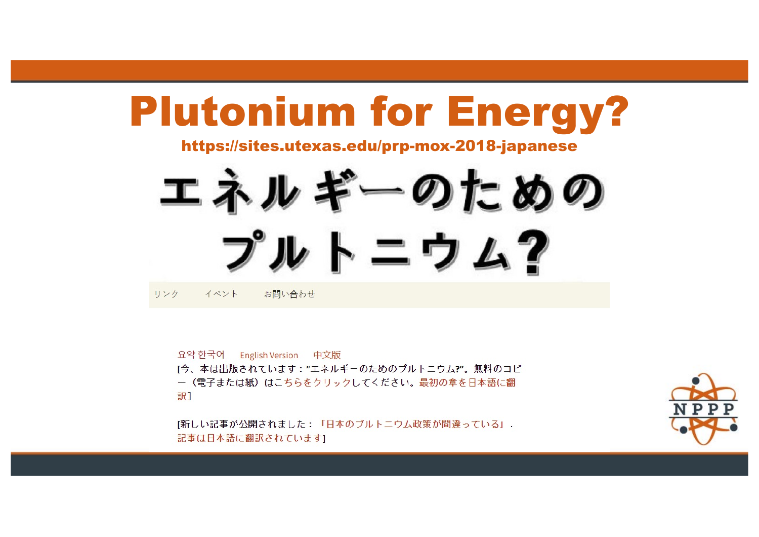# Plutonium for Energy?

**https://sites.utexas.edu/prp-mox-2018-japanese**

# エネルギーのためのプルトニウム?

リンク　　イベント　　お問い合わせ

요약 한국어　English Version　中文版

[今、本は出版されています："エネルギーのためのプルトニウム?"。無料のコピー（電子または紙）はこちらをクリックしてください。最初の章を日本語に翻訳]

[新しい記事が公開されました：「日本のプルトニウム政策が間違っている」．記事は日本語に翻訳されています]

NPPP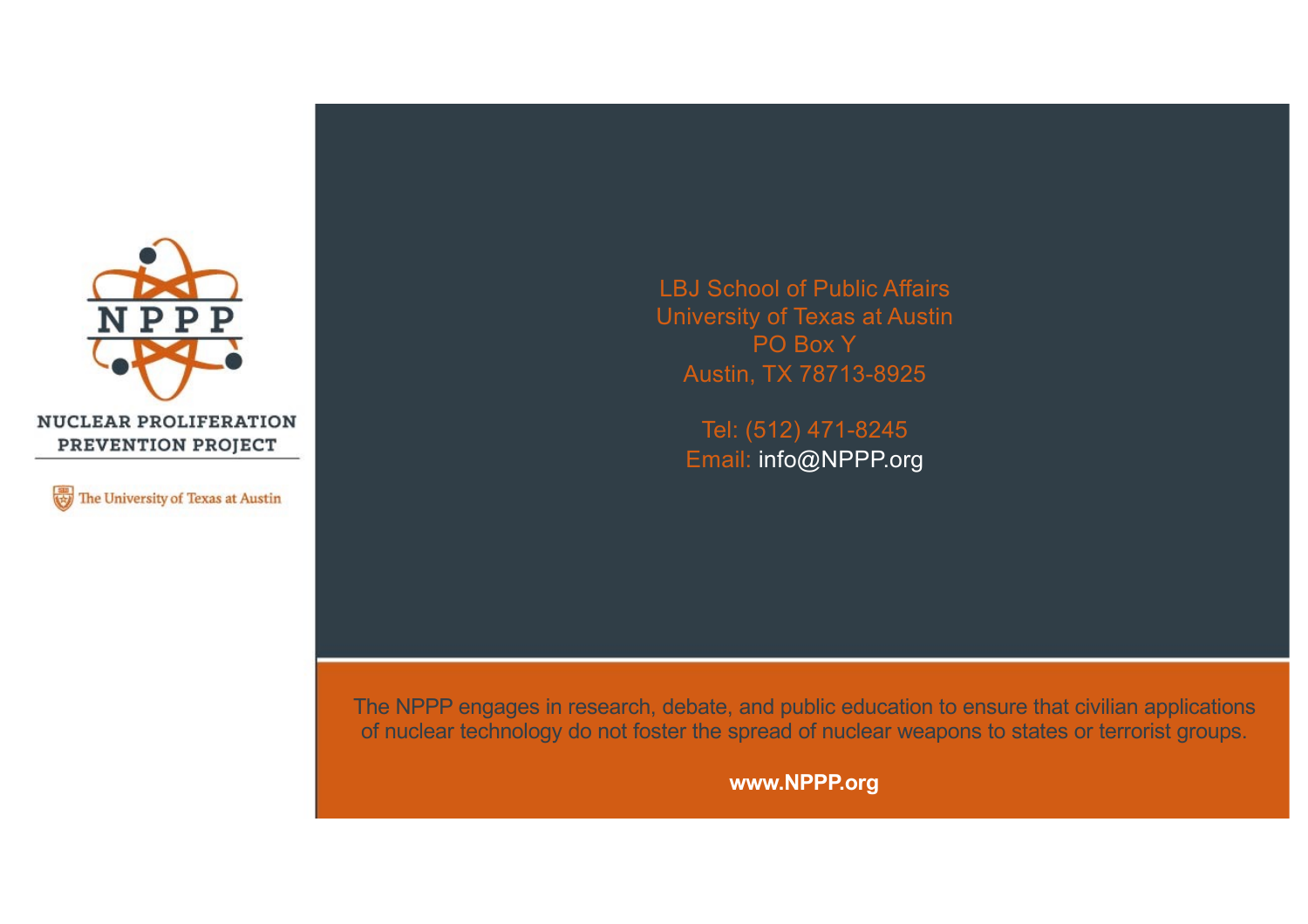NPPP

NUCLEAR PROLIFERATION PREVENTION PROJECT

The University of Texas at Austin

LBJ School of Public Affairs
University of Texas at Austin
PO Box Y
Austin, TX 78713-8925

Tel: (512) 471-8245
Email: info@NPPP.org

The NPPP engages in research, debate, and public education to ensure that civilian applications of nuclear technology do not foster the spread of nuclear weapons to states or terrorist groups.

**www.NPPP.org**